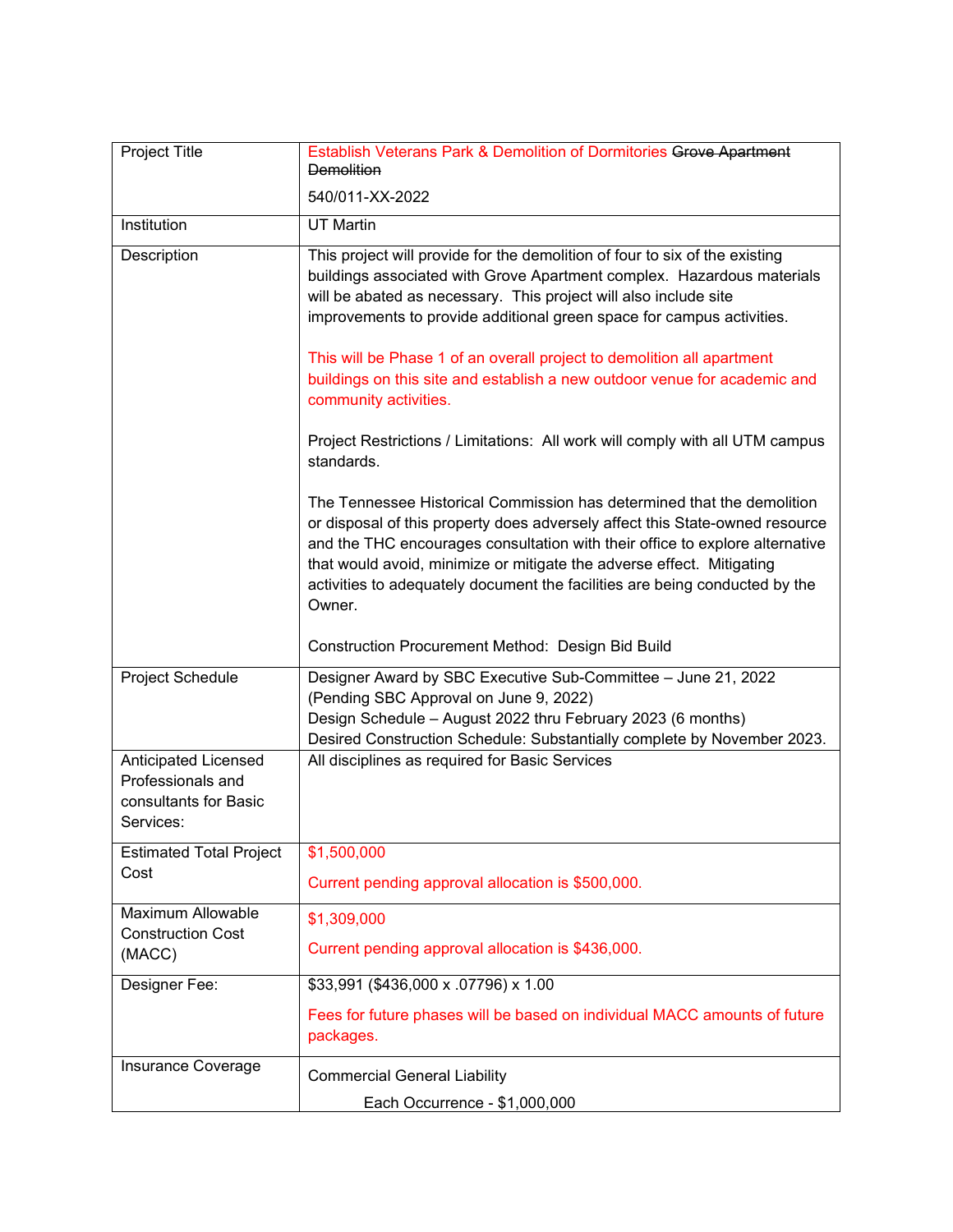| Project Title | Establish Veterans Park & Demolition of Dormitories ~~Grove Apartment Demolition~~<br><br>540/011-XX-2022 |
|---|---|
| Institution | UT Martin |
| Description | This project will provide for the demolition of four to six of the existing buildings associated with Grove Apartment complex. Hazardous materials will be abated as necessary. This project will also include site improvements to provide additional green space for campus activities.<br><br>This will be Phase 1 of an overall project to demolition all apartment buildings on this site and establish a new outdoor venue for academic and community activities.<br><br>Project Restrictions / Limitations: All work will comply with all UTM campus standards.<br><br>The Tennessee Historical Commission has determined that the demolition or disposal of this property does adversely affect this State-owned resource and the THC encourages consultation with their office to explore alternative that would avoid, minimize or mitigate the adverse effect. Mitigating activities to adequately document the facilities are being conducted by the Owner.<br><br>Construction Procurement Method: Design Bid Build |
| Project Schedule | Designer Award by SBC Executive Sub-Committee – June 21, 2022 (Pending SBC Approval on June 9, 2022)<br>Design Schedule – August 2022 thru February 2023 (6 months)<br>Desired Construction Schedule: Substantially complete by November 2023. |
| Anticipated Licensed Professionals and consultants for Basic Services: | All disciplines as required for Basic Services |
| Estimated Total Project Cost | $1,500,000<br><br>Current pending approval allocation is $500,000. |
| Maximum Allowable Construction Cost (MACC) | $1,309,000<br><br>Current pending approval allocation is $436,000. |
| Designer Fee: | $33,991 ($436,000 x .07796) x 1.00<br><br>Fees for future phases will be based on individual MACC amounts of future packages. |
| Insurance Coverage | Commercial General Liability<br><br>Each Occurrence - $1,000,000 |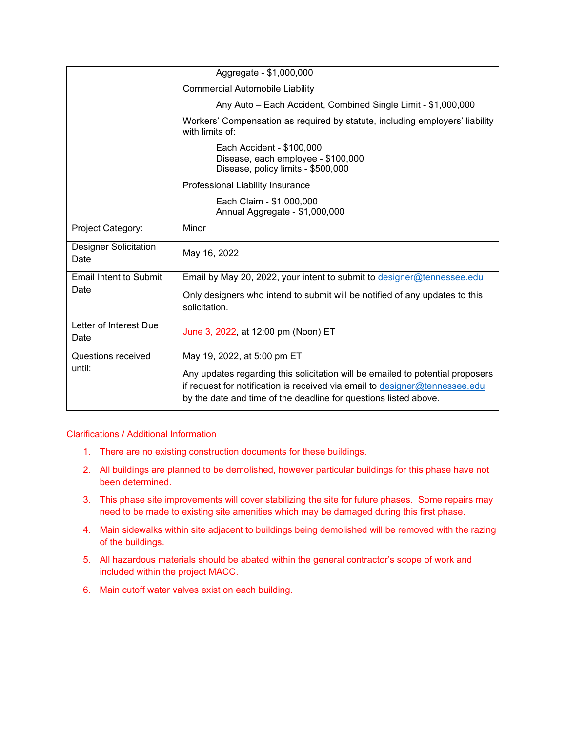| | |
|---|---|
| | Aggregate - $1,000,000<br><br>Commercial Automobile Liability<br><br>Any Auto – Each Accident, Combined Single Limit - $1,000,000<br><br>Workers' Compensation as required by statute, including employers' liability with limits of:<br><br>Each Accident - $100,000<br>Disease, each employee - $100,000<br>Disease, policy limits - $500,000<br><br>Professional Liability Insurance<br><br>Each Claim - $1,000,000<br>Annual Aggregate - $1,000,000 |
| Project Category: | Minor |
| Designer Solicitation Date | May 16, 2022 |
| Email Intent to Submit Date | Email by May 20, 2022, your intent to submit to designer@tennessee.edu<br><br>Only designers who intend to submit will be notified of any updates to this solicitation. |
| Letter of Interest Due Date | June 3, 2022, at 12:00 pm (Noon) ET |
| Questions received until: | May 19, 2022, at 5:00 pm ET<br><br>Any updates regarding this solicitation will be emailed to potential proposers if request for notification is received via email to designer@tennessee.edu by the date and time of the deadline for questions listed above. |

Clarifications / Additional Information

1. There are no existing construction documents for these buildings.
2. All buildings are planned to be demolished, however particular buildings for this phase have not been determined.
3. This phase site improvements will cover stabilizing the site for future phases. Some repairs may need to be made to existing site amenities which may be damaged during this first phase.
4. Main sidewalks within site adjacent to buildings being demolished will be removed with the razing of the buildings.
5. All hazardous materials should be abated within the general contractor's scope of work and included within the project MACC.
6. Main cutoff water valves exist on each building.